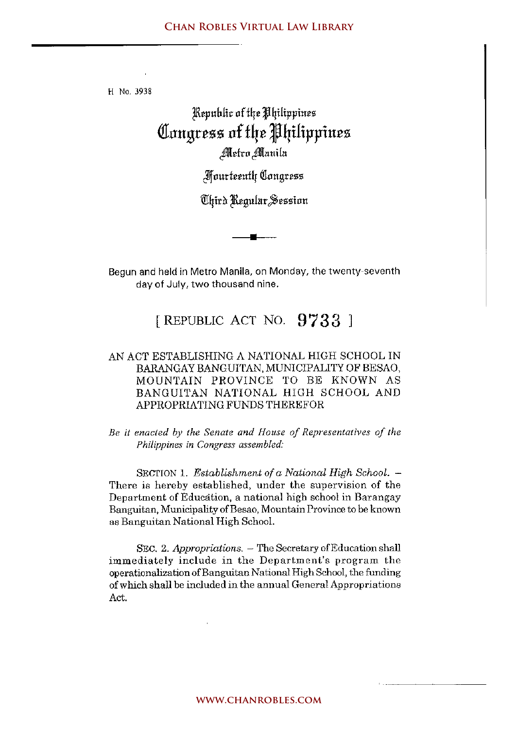H No. 3938

# Republic of the Philippines
# Congress of the Philippines
## Metro Manila

## Fourteenth Congress

## Third Regular Session

Begun and held in Metro Manila, on Monday, the twenty-seventh day of July, two thousand nine.

## [ REPUBLIC ACT NO. 9733 ]

AN ACT ESTABLISHING A NATIONAL HIGH SCHOOL IN BARANGAY BANGUITAN, MUNICIPALITY OF BESAO, MOUNTAIN PROVINCE TO BE KNOWN AS BANGUITAN NATIONAL HIGH SCHOOL AND APPROPRIATING FUNDS THEREFOR

*Be it enacted by the Senate and House of Representatives of the Philippines in Congress assembled:*

SECTION 1. *Establishment of a National High School.* – There is hereby established, under the supervision of the Department of Education, a national high school in Barangay Banguitan, Municipality of Besao, Mountain Province to be known as Banguitan National High School.

SEC. 2. *Appropriations.* – The Secretary of Education shall immediately include in the Department's program the operationalization of Banguitan National High School, the funding of which shall be included in the annual General Appropriations Act.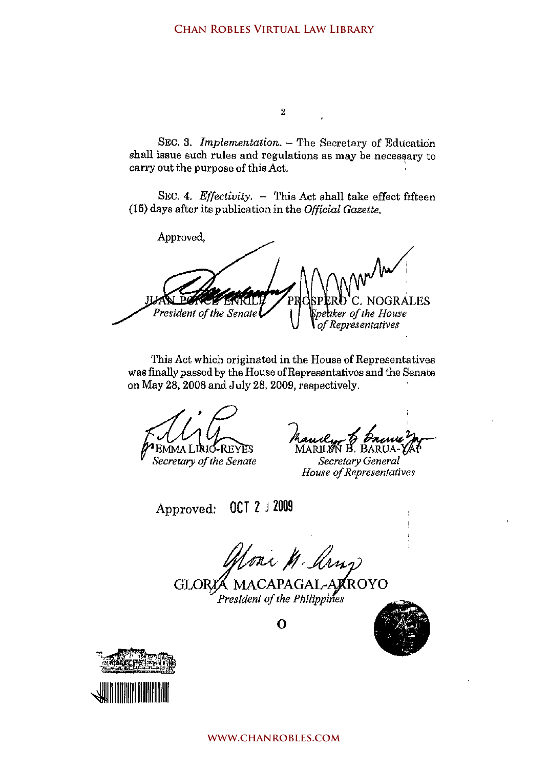SEC. 3. *Implementation.* – The Secretary of Education shall issue such rules and regulations as may be necessary to carry out the purpose of this Act.

SEC. 4. *Effectivity.* – This Act shall take effect fifteen (15) days after its publication in the *Official Gazette.*

Approved,

JUAN PONCE ENRILE
*President of the Senate*

PROSPERO C. NOGRALES
*Speaker of the House of Representatives*

This Act which originated in the House of Representatives was finally passed by the House of Representatives and the Senate on May 28, 2008 and July 28, 2009, respectively.

EMMA LIRIO-REYES
*Secretary of the Senate*

MARILYN B. BARUA-YAP
*Secretary General House of Representatives*

Approved: OCT 2 1 2009

GLORIA MACAPAGAL-ARROYO
*President of the Philippines*

O